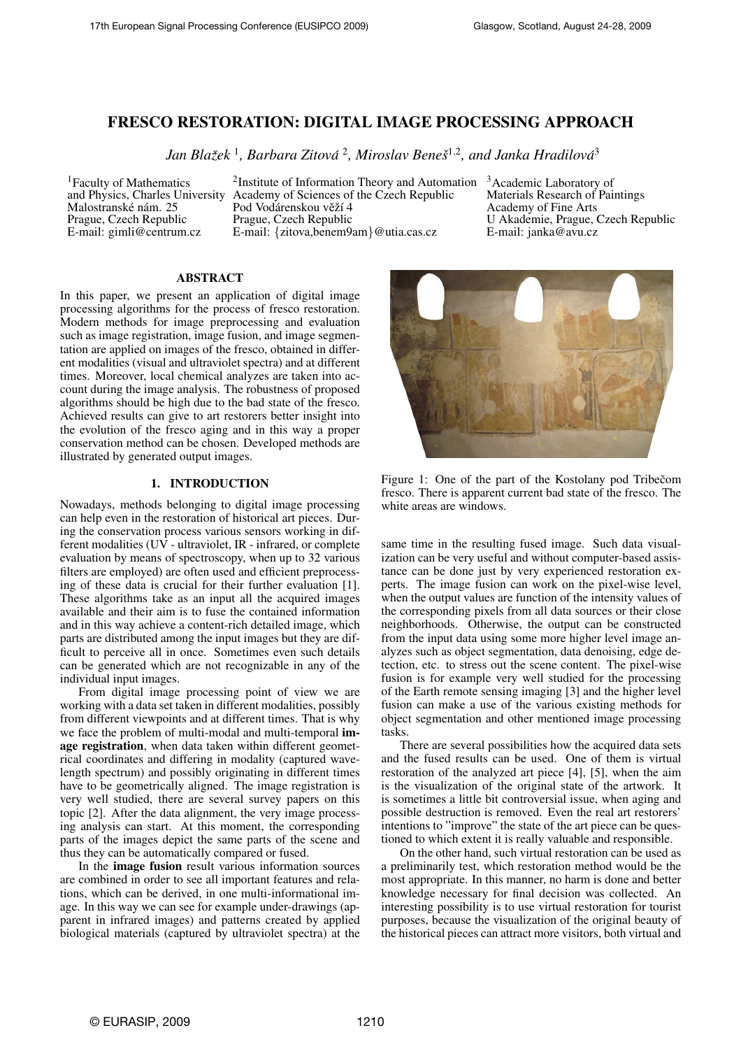# FRESCO RESTORATION: DIGITAL IMAGE PROCESSING APPROACH

*Jan Blažek [1], Barbara Zitová [2], Miroslav Beneš[1,2], and Janka Hradilová[3]*

[1]Faculty of Mathematics and Physics, Charles University
Malostranské nám. 25
Prague, Czech Republic
E-mail: gimli@centrum.cz

[2]Institute of Information Theory and Automation
Academy of Sciences of the Czech Republic
Pod Vodárenskou věží 4
Prague, Czech Republic
E-mail: {zitova,benem9am}@utia.cas.cz

[3]Academic Laboratory of Materials Research of Paintings
Academy of Fine Arts
U Akademie, Prague, Czech Republic
E-mail: janka@avu.cz

## ABSTRACT

In this paper, we present an application of digital image processing algorithms for the process of fresco restoration. Modern methods for image preprocessing and evaluation such as image registration, image fusion, and image segmentation are applied on images of the fresco, obtained in different modalities (visual and ultraviolet spectra) and at different times. Moreover, local chemical analyzes are taken into account during the image analysis. The robustness of proposed algorithms should be high due to the bad state of the fresco. Achieved results can give to art restorers better insight into the evolution of the fresco aging and in this way a proper conservation method can be chosen. Developed methods are illustrated by generated output images.

## 1. INTRODUCTION

Nowadays, methods belonging to digital image processing can help even in the restoration of historical art pieces. During the conservation process various sensors working in different modalities (UV - ultraviolet, IR - infrared, or complete evaluation by means of spectroscopy, when up to 32 various filters are employed) are often used and efficient preprocessing of these data is crucial for their further evaluation [1]. These algorithms take as an input all the acquired images available and their aim is to fuse the contained information and in this way achieve a content-rich detailed image, which parts are distributed among the input images but they are difficult to perceive all in once. Sometimes even such details can be generated which are not recognizable in any of the individual input images.

From digital image processing point of view we are working with a data set taken in different modalities, possibly from different viewpoints and at different times. That is why we face the problem of multi-modal and multi-temporal **image registration**, when data taken within different geometrical coordinates and differing in modality (captured wavelength spectrum) and possibly originating in different times have to be geometrically aligned. The image registration is very well studied, there are several survey papers on this topic [2]. After the data alignment, the very image processing analysis can start. At this moment, the corresponding parts of the images depict the same parts of the scene and thus they can be automatically compared or fused.

In the **image fusion** result various information sources are combined in order to see all important features and relations, which can be derived, in one multi-informational image. In this way we can see for example under-drawings (apparent in infrared images) and patterns created by applied biological materials (captured by ultraviolet spectra) at the same time in the resulting fused image. Such data visualization can be very useful and without computer-based assistance can be done just by very experienced restoration experts. The image fusion can work on the pixel-wise level, when the output values are function of the intensity values of the corresponding pixels from all data sources or their close neighborhoods. Otherwise, the output can be constructed from the input data using some more higher level image analyzes such as object segmentation, data denoising, edge detection, etc. to stress out the scene content. The pixel-wise fusion is for example very well studied for the processing of the Earth remote sensing imaging [3] and the higher level fusion can make a use of the various existing methods for object segmentation and other mentioned image processing tasks.

Figure 1: One of the part of the Kostolany pod Tribečom fresco. There is apparent current bad state of the fresco. The white areas are windows.

There are several possibilities how the acquired data sets and the fused results can be used. One of them is virtual restoration of the analyzed art piece [4], [5], when the aim is the visualization of the original state of the artwork. It is sometimes a little bit controversial issue, when aging and possible destruction is removed. Even the real art restorers' intentions to "improve" the state of the art piece can be questioned to which extent it is really valuable and responsible.

On the other hand, such virtual restoration can be used as a preliminarily test, which restoration method would be the most appropriate. In this manner, no harm is done and better knowledge necessary for final decision was collected. An interesting possibility is to use virtual restoration for tourist purposes, because the visualization of the original beauty of the historical pieces can attract more visitors, both virtual and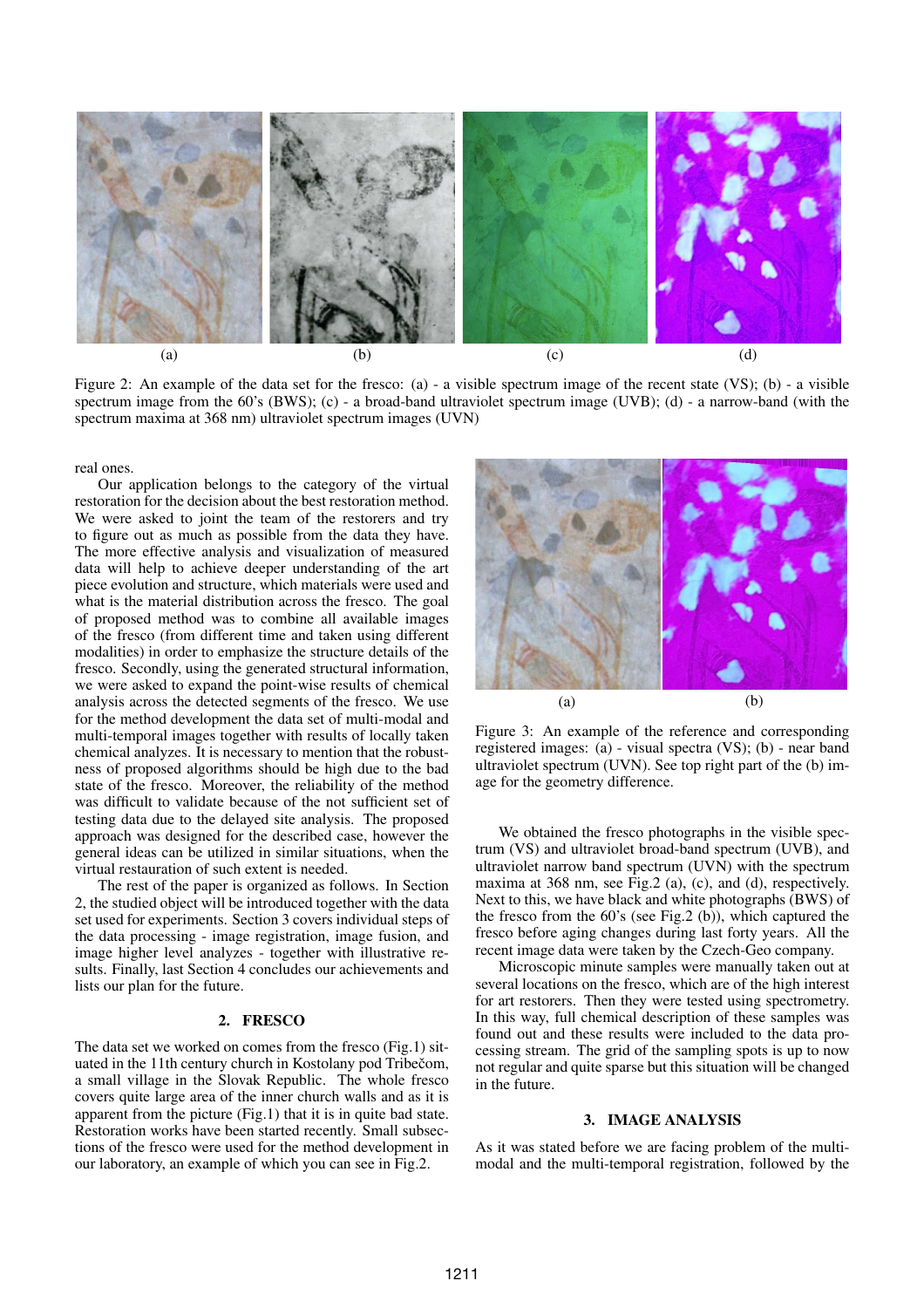Figure 2: An example of the data set for the fresco: (a) - a visible spectrum image of the recent state (VS); (b) - a visible spectrum image from the 60's (BWS); (c) - a broad-band ultraviolet spectrum image (UVB); (d) - a narrow-band (with the spectrum maxima at 368 nm) ultraviolet spectrum images (UVN)

real ones.

Our application belongs to the category of the virtual restoration for the decision about the best restoration method. We were asked to joint the team of the restorers and try to figure out as much as possible from the data they have. The more effective analysis and visualization of measured data will help to achieve deeper understanding of the art piece evolution and structure, which materials were used and what is the material distribution across the fresco. The goal of proposed method was to combine all available images of the fresco (from different time and taken using different modalities) in order to emphasize the structure details of the fresco. Secondly, using the generated structural information, we were asked to expand the point-wise results of chemical analysis across the detected segments of the fresco. We use for the method development the data set of multi-modal and multi-temporal images together with results of locally taken chemical analyzes. It is necessary to mention that the robustness of proposed algorithms should be high due to the bad state of the fresco. Moreover, the reliability of the method was difficult to validate because of the not sufficient set of testing data due to the delayed site analysis. The proposed approach was designed for the described case, however the general ideas can be utilized in similar situations, when the virtual restauration of such extent is needed.

The rest of the paper is organized as follows. In Section 2, the studied object will be introduced together with the data set used for experiments. Section 3 covers individual steps of the data processing - image registration, image fusion, and image higher level analyzes - together with illustrative results. Finally, last Section 4 concludes our achievements and lists our plan for the future.

## 2. FRESCO

The data set we worked on comes from the fresco (Fig.1) situated in the 11th century church in Kostolany pod Tribečom, a small village in the Slovak Republic. The whole fresco covers quite large area of the inner church walls and as it is apparent from the picture (Fig.1) that it is in quite bad state. Restoration works have been started recently. Small subsections of the fresco were used for the method development in our laboratory, an example of which you can see in Fig.2.

Figure 3: An example of the reference and corresponding registered images: (a) - visual spectra (VS); (b) - near band ultraviolet spectrum (UVN). See top right part of the (b) image for the geometry difference.

We obtained the fresco photographs in the visible spectrum (VS) and ultraviolet broad-band spectrum (UVB), and ultraviolet narrow band spectrum (UVN) with the spectrum maxima at 368 nm, see Fig.2 (a), (c), and (d), respectively. Next to this, we have black and white photographs (BWS) of the fresco from the 60's (see Fig.2 (b)), which captured the fresco before aging changes during last forty years. All the recent image data were taken by the Czech-Geo company.

Microscopic minute samples were manually taken out at several locations on the fresco, which are of the high interest for art restorers. Then they were tested using spectrometry. In this way, full chemical description of these samples was found out and these results were included to the data processing stream. The grid of the sampling spots is up to now not regular and quite sparse but this situation will be changed in the future.

## 3. IMAGE ANALYSIS

As it was stated before we are facing problem of the multi-modal and the multi-temporal registration, followed by the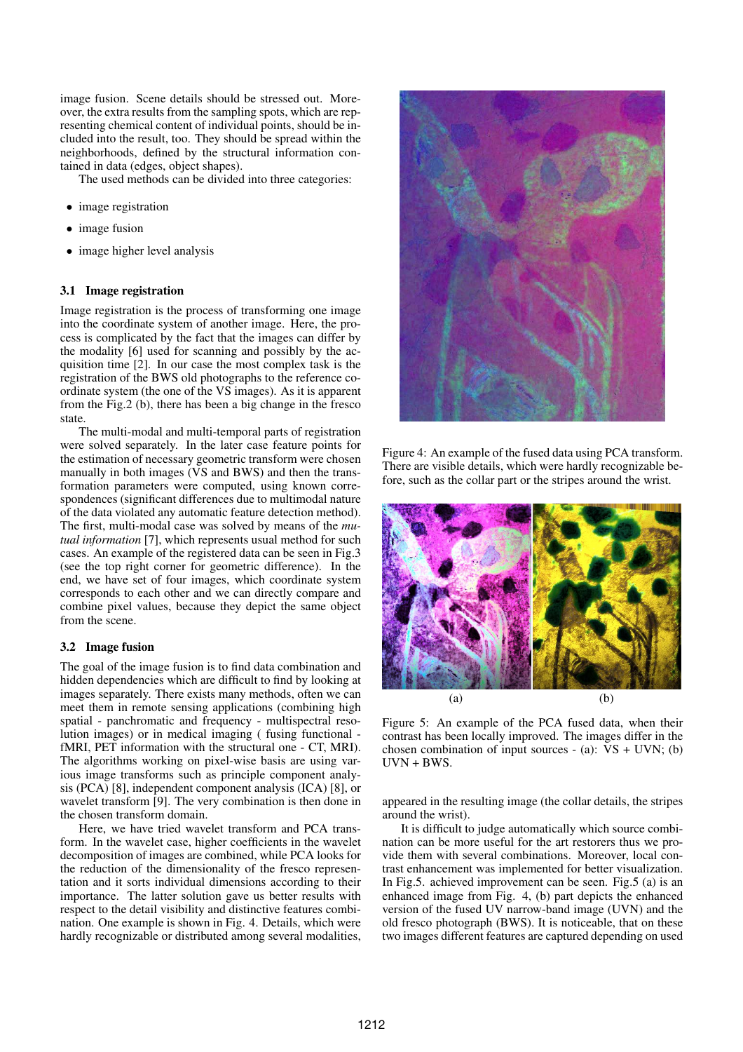image fusion. Scene details should be stressed out. Moreover, the extra results from the sampling spots, which are representing chemical content of individual points, should be included into the result, too. They should be spread within the neighborhoods, defined by the structural information contained in data (edges, object shapes).

The used methods can be divided into three categories:

- image registration
- image fusion
- image higher level analysis

### 3.1 Image registration

Image registration is the process of transforming one image into the coordinate system of another image. Here, the process is complicated by the fact that the images can differ by the modality [6] used for scanning and possibly by the acquisition time [2]. In our case the most complex task is the registration of the BWS old photographs to the reference coordinate system (the one of the VS images). As it is apparent from the Fig.2 (b), there has been a big change in the fresco state.

The multi-modal and multi-temporal parts of registration were solved separately. In the later case feature points for the estimation of necessary geometric transform were chosen manually in both images (VS and BWS) and then the transformation parameters were computed, using known correspondences (significant differences due to multimodal nature of the data violated any automatic feature detection method). The first, multi-modal case was solved by means of the *mutual information* [7], which represents usual method for such cases. An example of the registered data can be seen in Fig.3 (see the top right corner for geometric difference). In the end, we have set of four images, which coordinate system corresponds to each other and we can directly compare and combine pixel values, because they depict the same object from the scene.

### 3.2 Image fusion

The goal of the image fusion is to find data combination and hidden dependencies which are difficult to find by looking at images separately. There exists many methods, often we can meet them in remote sensing applications (combining high spatial - panchromatic and frequency - multispectral resolution images) or in medical imaging ( fusing functional - fMRI, PET information with the structural one - CT, MRI). The algorithms working on pixel-wise basis are using various image transforms such as principle component analysis (PCA) [8], independent component analysis (ICA) [8], or wavelet transform [9]. The very combination is then done in the chosen transform domain.

Here, we have tried wavelet transform and PCA transform. In the wavelet case, higher coefficients in the wavelet decomposition of images are combined, while PCA looks for the reduction of the dimensionality of the fresco representation and it sorts individual dimensions according to their importance. The latter solution gave us better results with respect to the detail visibility and distinctive features combination. One example is shown in Fig. 4. Details, which were hardly recognizable or distributed among several modalities, appeared in the resulting image (the collar details, the stripes around the wrist).

Figure 4: An example of the fused data using PCA transform. There are visible details, which were hardly recognizable before, such as the collar part or the stripes around the wrist.

(a) (b)

Figure 5: An example of the PCA fused data, when their contrast has been locally improved. The images differ in the chosen combination of input sources - (a): VS + UVN; (b) UVN + BWS.

It is difficult to judge automatically which source combination can be more useful for the art restorers thus we provide them with several combinations. Moreover, local contrast enhancement was implemented for better visualization. In Fig.5. achieved improvement can be seen. Fig.5 (a) is an enhanced image from Fig. 4, (b) part depicts the enhanced version of the fused UV narrow-band image (UVN) and the old fresco photograph (BWS). It is noticeable, that on these two images different features are captured depending on used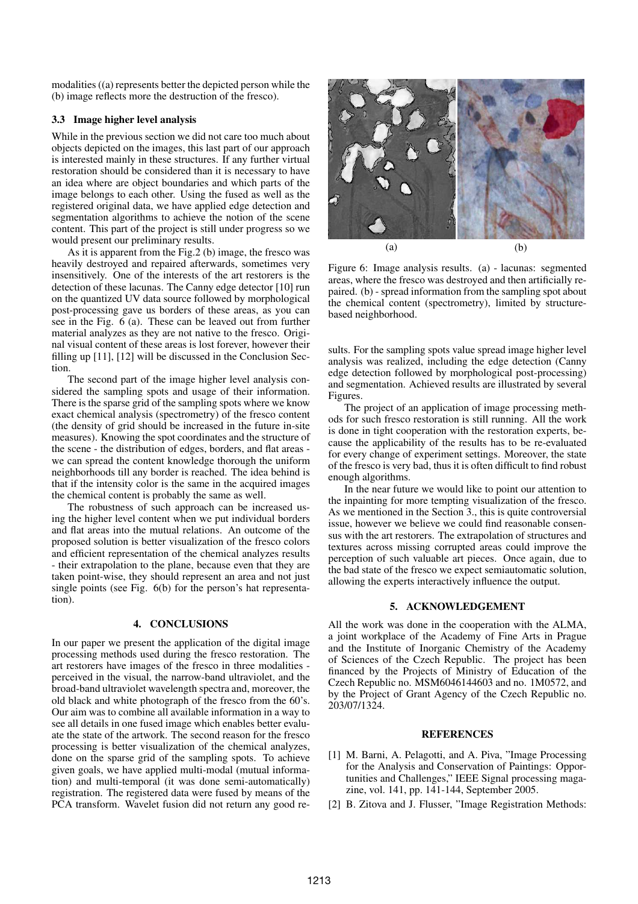modalities ((a) represents better the depicted person while the (b) image reflects more the destruction of the fresco).

### 3.3 Image higher level analysis

While in the previous section we did not care too much about objects depicted on the images, this last part of our approach is interested mainly in these structures. If any further virtual restoration should be considered than it is necessary to have an idea where are object boundaries and which parts of the image belongs to each other. Using the fused as well as the registered original data, we have applied edge detection and segmentation algorithms to achieve the notion of the scene content. This part of the project is still under progress so we would present our preliminary results.

As it is apparent from the Fig.2 (b) image, the fresco was heavily destroyed and repaired afterwards, sometimes very insensitively. One of the interests of the art restorers is the detection of these lacunas. The Canny edge detector [10] run on the quantized UV data source followed by morphological post-processing gave us borders of these areas, as you can see in the Fig. 6 (a). These can be leaved out from further material analyzes as they are not native to the fresco. Original visual content of these areas is lost forever, however their filling up [11], [12] will be discussed in the Conclusion Section.

The second part of the image higher level analysis considered the sampling spots and usage of their information. There is the sparse grid of the sampling spots where we know exact chemical analysis (spectrometry) of the fresco content (the density of grid should be increased in the future in-site measures). Knowing the spot coordinates and the structure of the scene - the distribution of edges, borders, and flat areas - we can spread the content knowledge thorough the uniform neighborhoods till any border is reached. The idea behind is that if the intensity color is the same in the acquired images the chemical content is probably the same as well.

The robustness of such approach can be increased using the higher level content when we put individual borders and flat areas into the mutual relations. An outcome of the proposed solution is better visualization of the fresco colors and efficient representation of the chemical analyzes results - their extrapolation to the plane, because even that they are taken point-wise, they should represent an area and not just single points (see Fig. 6(b) for the person's hat representation).

Figure 6: Image analysis results. (a) - lacunas: segmented areas, where the fresco was destroyed and then artificially repaired. (b) - spread information from the sampling spot about the chemical content (spectrometry), limited by structure-based neighborhood.

## 4. CONCLUSIONS

In our paper we present the application of the digital image processing methods used during the fresco restoration. The art restorers have images of the fresco in three modalities - perceived in the visual, the narrow-band ultraviolet, and the broad-band ultraviolet wavelength spectra and, moreover, the old black and white photograph of the fresco from the 60's. Our aim was to combine all available information in a way to see all details in one fused image which enables better evaluate the state of the artwork. The second reason for the fresco processing is better visualization of the chemical analyzes, done on the sparse grid of the sampling spots. To achieve given goals, we have applied multi-modal (mutual information) and multi-temporal (it was done semi-automatically) registration. The registered data were fused by means of the PCA transform. Wavelet fusion did not return any good results. For the sampling spots value spread image higher level analysis was realized, including the edge detection (Canny edge detection followed by morphological post-processing) and segmentation. Achieved results are illustrated by several Figures.

The project of an application of image processing methods for such fresco restoration is still running. All the work is done in tight cooperation with the restoration experts, because the applicability of the results has to be re-evaluated for every change of experiment settings. Moreover, the state of the fresco is very bad, thus it is often difficult to find robust enough algorithms.

In the near future we would like to point our attention to the inpainting for more tempting visualization of the fresco. As we mentioned in the Section 3., this is quite controversial issue, however we believe we could find reasonable consensus with the art restorers. The extrapolation of structures and textures across missing corrupted areas could improve the perception of such valuable art pieces. Once again, due to the bad state of the fresco we expect semiautomatic solution, allowing the experts interactively influence the output.

## 5. ACKNOWLEDGEMENT

All the work was done in the cooperation with the ALMA, a joint workplace of the Academy of Fine Arts in Prague and the Institute of Inorganic Chemistry of the Academy of Sciences of the Czech Republic. The project has been financed by the Projects of Ministry of Education of the Czech Republic no. MSM6046144603 and no. 1M0572, and by the Project of Grant Agency of the Czech Republic no. 203/07/1324.

## REFERENCES

[1] M. Barni, A. Pelagotti, and A. Piva, "Image Processing for the Analysis and Conservation of Paintings: Opportunities and Challenges," IEEE Signal processing magazine, vol. 141, pp. 141-144, September 2005.

[2] B. Zitova and J. Flusser, "Image Registration Methods: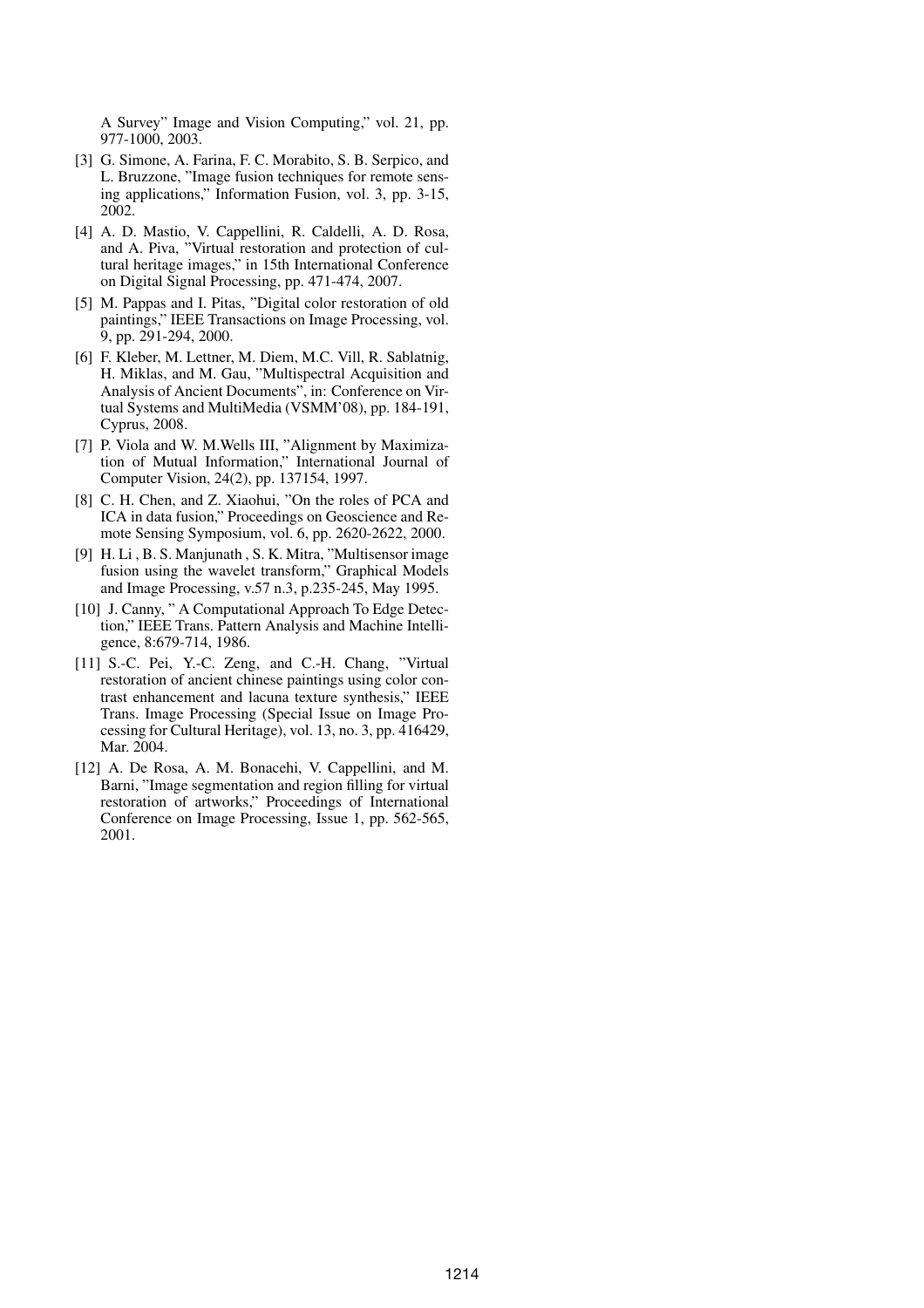A Survey" Image and Vision Computing," vol. 21, pp. 977-1000, 2003.

[3] G. Simone, A. Farina, F. C. Morabito, S. B. Serpico, and L. Bruzzone, "Image fusion techniques for remote sensing applications," Information Fusion, vol. 3, pp. 3-15, 2002.

[4] A. D. Mastio, V. Cappellini, R. Caldelli, A. D. Rosa, and A. Piva, "Virtual restoration and protection of cultural heritage images," in 15th International Conference on Digital Signal Processing, pp. 471-474, 2007.

[5] M. Pappas and I. Pitas, "Digital color restoration of old paintings," IEEE Transactions on Image Processing, vol. 9, pp. 291-294, 2000.

[6] F. Kleber, M. Lettner, M. Diem, M.C. Vill, R. Sablatnig, H. Miklas, and M. Gau, "Multispectral Acquisition and Analysis of Ancient Documents", in: Conference on Virtual Systems and MultiMedia (VSMM'08), pp. 184-191, Cyprus, 2008.

[7] P. Viola and W. M.Wells III, "Alignment by Maximization of Mutual Information," International Journal of Computer Vision, 24(2), pp. 137154, 1997.

[8] C. H. Chen, and Z. Xiaohui, "On the roles of PCA and ICA in data fusion," Proceedings on Geoscience and Remote Sensing Symposium, vol. 6, pp. 2620-2622, 2000.

[9] H. Li , B. S. Manjunath , S. K. Mitra, "Multisensor image fusion using the wavelet transform," Graphical Models and Image Processing, v.57 n.3, p.235-245, May 1995.

[10] J. Canny, " A Computational Approach To Edge Detection," IEEE Trans. Pattern Analysis and Machine Intelligence, 8:679-714, 1986.

[11] S.-C. Pei, Y.-C. Zeng, and C.-H. Chang, "Virtual restoration of ancient chinese paintings using color contrast enhancement and lacuna texture synthesis," IEEE Trans. Image Processing (Special Issue on Image Processing for Cultural Heritage), vol. 13, no. 3, pp. 416429, Mar. 2004.

[12] A. De Rosa, A. M. Bonacehi, V. Cappellini, and M. Barni, "Image segmentation and region filling for virtual restoration of artworks," Proceedings of International Conference on Image Processing, Issue 1, pp. 562-565, 2001.